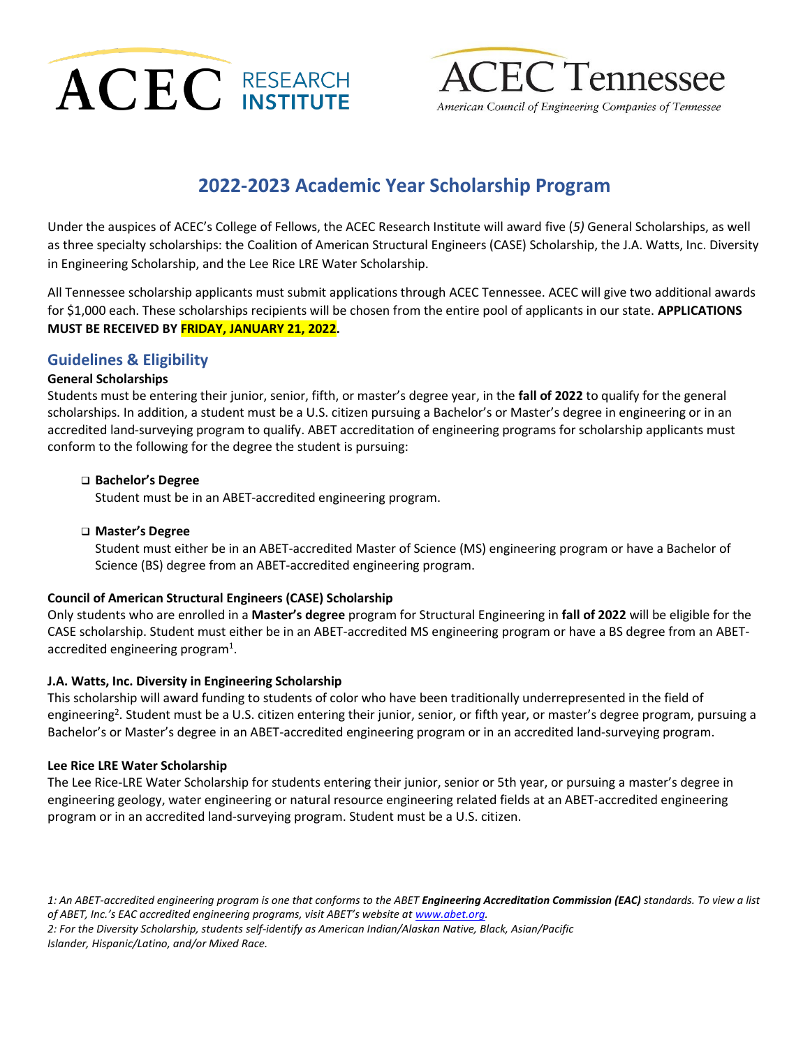ACEC RESEARCH INSTITUTE

ACEC Tennessee

*American Council of Engineering Companies of Tennessee*

# 2022-2023 Academic Year Scholarship Program

Under the auspices of ACEC's College of Fellows, the ACEC Research Institute will award five (*5)* General Scholarships, as well as three specialty scholarships: the Coalition of American Structural Engineers (CASE) Scholarship, the J.A. Watts, Inc. Diversity in Engineering Scholarship, and the Lee Rice LRE Water Scholarship.

All Tennessee scholarship applicants must submit applications through ACEC Tennessee. ACEC will give two additional awards for $1,000 each. These scholarships recipients will be chosen from the entire pool of applicants in our state. **APPLICATIONS MUST BE RECEIVED BY FRIDAY, JANUARY 21, 2022.**

## Guidelines & Eligibility

**General Scholarships**

Students must be entering their junior, senior, fifth, or master's degree year, in the **fall of 2022** to qualify for the general scholarships. In addition, a student must be a U.S. citizen pursuing a Bachelor's or Master's degree in engineering or in an accredited land-surveying program to qualify. ABET accreditation of engineering programs for scholarship applicants must conform to the following for the degree the student is pursuing:

- **Bachelor's Degree**
  Student must be in an ABET-accredited engineering program.

- **Master's Degree**
  Student must either be in an ABET-accredited Master of Science (MS) engineering program or have a Bachelor of Science (BS) degree from an ABET-accredited engineering program.

**Council of American Structural Engineers (CASE) Scholarship**

Only students who are enrolled in a **Master's degree** program for Structural Engineering in **fall of 2022** will be eligible for the CASE scholarship. Student must either be in an ABET-accredited MS engineering program or have a BS degree from an ABET-accredited engineering program[1].

**J.A. Watts, Inc. Diversity in Engineering Scholarship**

This scholarship will award funding to students of color who have been traditionally underrepresented in the field of engineering[2]. Student must be a U.S. citizen entering their junior, senior, or fifth year, or master's degree program, pursuing a Bachelor's or Master's degree in an ABET-accredited engineering program or in an accredited land-surveying program.

**Lee Rice LRE Water Scholarship**

The Lee Rice-LRE Water Scholarship for students entering their junior, senior or 5th year, or pursuing a master's degree in engineering geology, water engineering or natural resource engineering related fields at an ABET-accredited engineering program or in an accredited land-surveying program. Student must be a U.S. citizen.

*1: An ABET-accredited engineering program is one that conforms to the ABET **Engineering Accreditation Commission (EAC)** standards. To view a list of ABET, Inc.'s EAC accredited engineering programs, visit ABET's website at www.abet.org.*

*2: For the Diversity Scholarship, students self-identify as American Indian/Alaskan Native, Black, Asian/Pacific Islander, Hispanic/Latino, and/or Mixed Race.*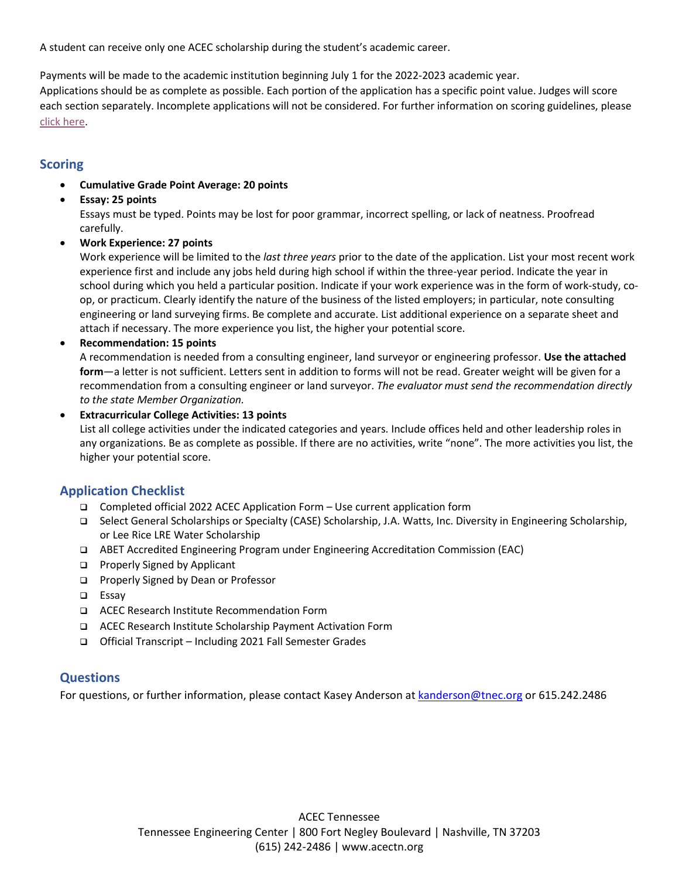A student can receive only one ACEC scholarship during the student's academic career.

Payments will be made to the academic institution beginning July 1 for the 2022-2023 academic year.
Applications should be as complete as possible. Each portion of the application has a specific point value. Judges will score each section separately. Incomplete applications will not be considered. For further information on scoring guidelines, please click here.

## Scoring

- **Cumulative Grade Point Average: 20 points**
- **Essay: 25 points**
  Essays must be typed. Points may be lost for poor grammar, incorrect spelling, or lack of neatness. Proofread carefully.
- **Work Experience: 27 points**
  Work experience will be limited to the *last three years* prior to the date of the application. List your most recent work experience first and include any jobs held during high school if within the three-year period. Indicate the year in school during which you held a particular position. Indicate if your work experience was in the form of work-study, co-op, or practicum. Clearly identify the nature of the business of the listed employers; in particular, note consulting engineering or land surveying firms. Be complete and accurate. List additional experience on a separate sheet and attach if necessary. The more experience you list, the higher your potential score.
- **Recommendation: 15 points**
  A recommendation is needed from a consulting engineer, land surveyor or engineering professor. **Use the attached form**—a letter is not sufficient. Letters sent in addition to forms will not be read. Greater weight will be given for a recommendation from a consulting engineer or land surveyor. *The evaluator must send the recommendation directly to the state Member Organization.*
- **Extracurricular College Activities: 13 points**
  List all college activities under the indicated categories and years. Include offices held and other leadership roles in any organizations. Be as complete as possible. If there are no activities, write "none". The more activities you list, the higher your potential score.

## Application Checklist

- ❑ Completed official 2022 ACEC Application Form – Use current application form
- ❑ Select General Scholarships or Specialty (CASE) Scholarship, J.A. Watts, Inc. Diversity in Engineering Scholarship, or Lee Rice LRE Water Scholarship
- ❑ ABET Accredited Engineering Program under Engineering Accreditation Commission (EAC)
- ❑ Properly Signed by Applicant
- ❑ Properly Signed by Dean or Professor
- ❑ Essay
- ❑ ACEC Research Institute Recommendation Form
- ❑ ACEC Research Institute Scholarship Payment Activation Form
- ❑ Official Transcript – Including 2021 Fall Semester Grades

## Questions

For questions, or further information, please contact Kasey Anderson at kanderson@tnec.org or 615.242.2486

ACEC Tennessee
Tennessee Engineering Center | 800 Fort Negley Boulevard | Nashville, TN 37203
(615) 242-2486 | www.acectn.org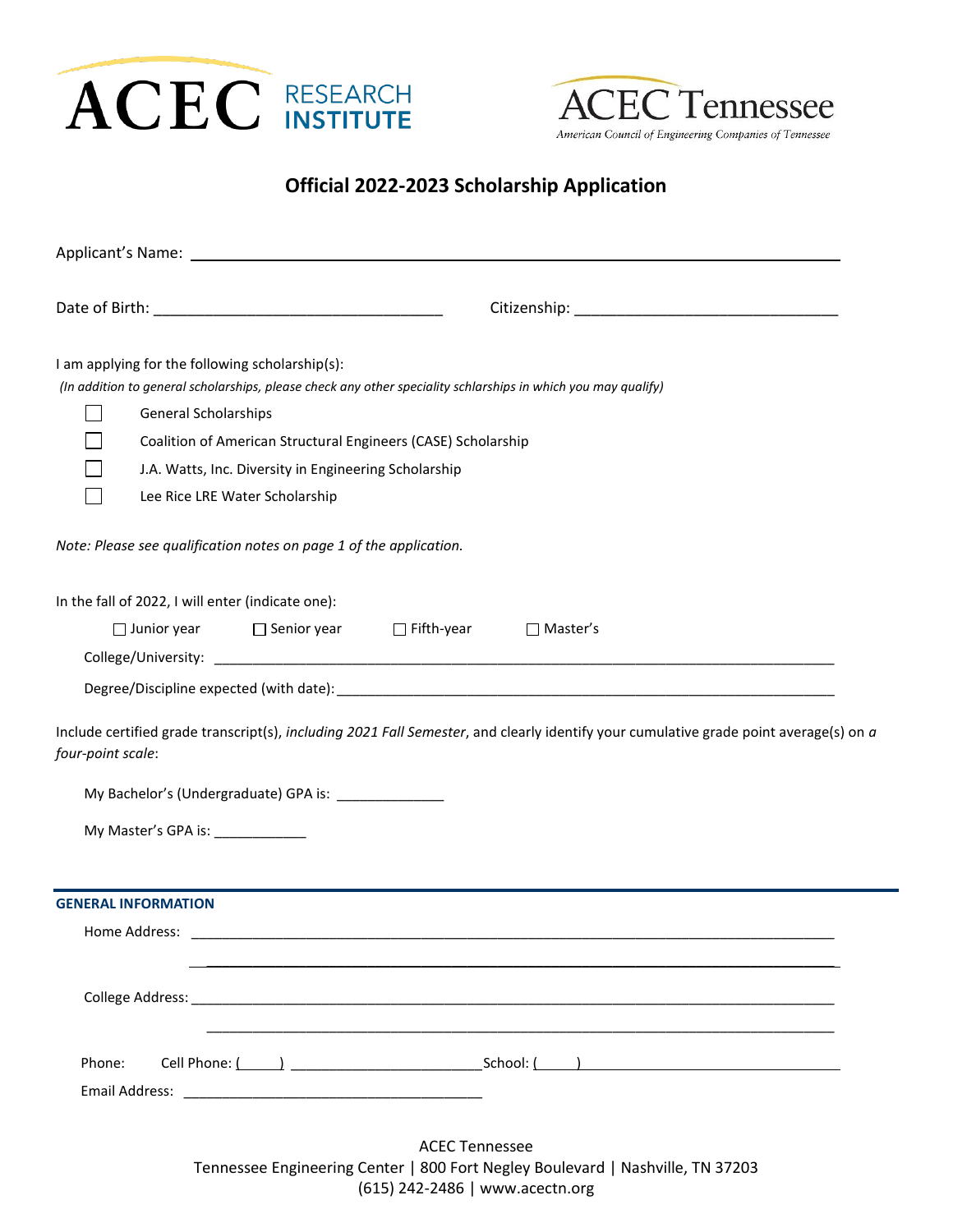ACEC RESEARCH INSTITUTE

ACEC Tennessee
*American Council of Engineering Companies of Tennessee*

# Official 2022-2023 Scholarship Application

Applicant's Name: ______________________________________________

Date of Birth: ______________________ Citizenship: ______________________

I am applying for the following scholarship(s):
*(In addition to general scholarships, please check any other speciality schlarships in which you may qualify)*

- ☐ General Scholarships
- ☐ Coalition of American Structural Engineers (CASE) Scholarship
- ☐ J.A. Watts, Inc. Diversity in Engineering Scholarship
- ☐ Lee Rice LRE Water Scholarship

*Note: Please see qualification notes on page 1 of the application.*

In the fall of 2022, I will enter (indicate one):

☐ Junior year ☐ Senior year ☐ Fifth-year ☐ Master's

College/University: ______________________________________________

Degree/Discipline expected (with date): ______________________________________________

Include certified grade transcript(s), *including 2021 Fall Semester*, and clearly identify your cumulative grade point average(s) on *a four-point scale*:

My Bachelor's (Undergraduate) GPA is: ____________

My Master's GPA is: ____________

## GENERAL INFORMATION

Home Address: ______________________________________________

______________________________________________

College Address: ______________________________________________

______________________________________________

Phone: Cell Phone: (     ) ______________________ School: (     ) ______________________

Email Address: ______________________________________________

ACEC Tennessee
Tennessee Engineering Center | 800 Fort Negley Boulevard | Nashville, TN 37203
(615) 242-2486 | www.acectn.org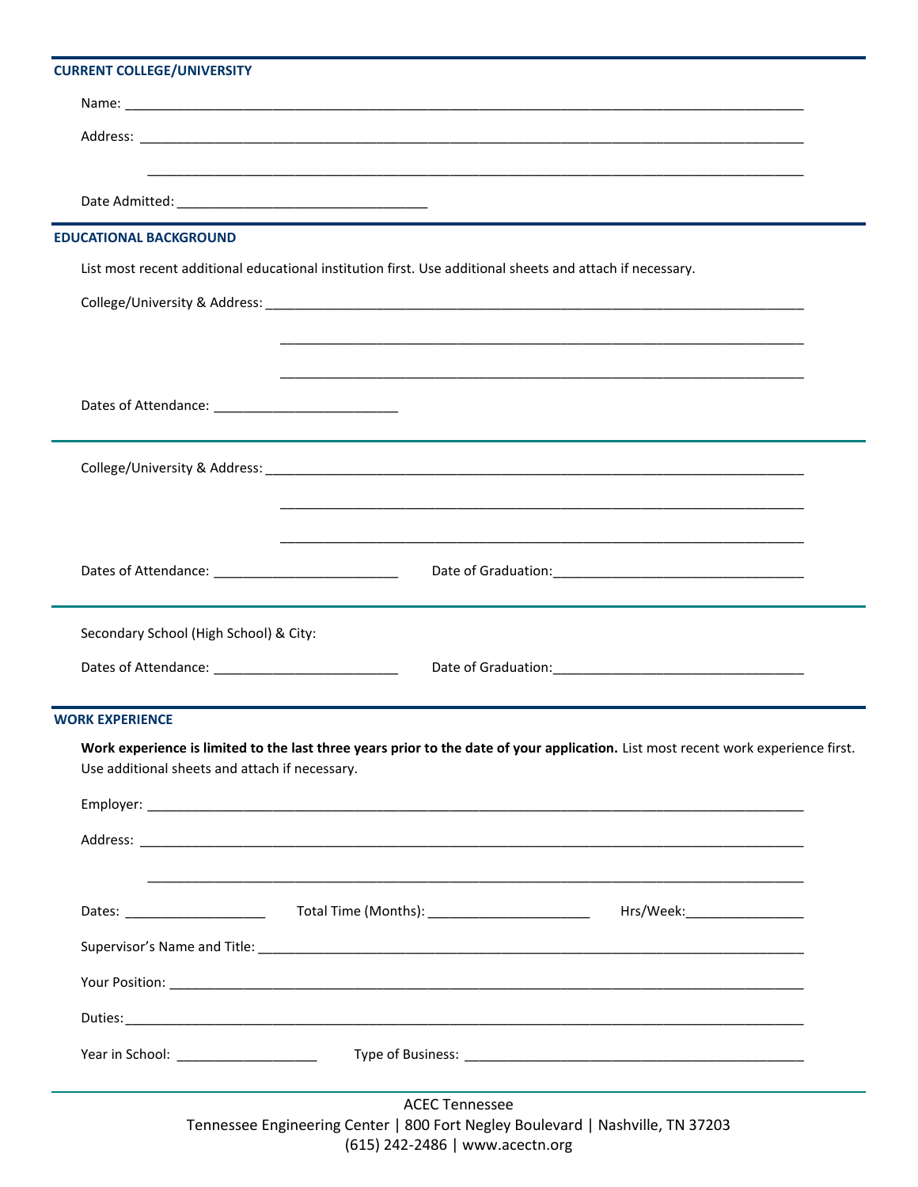## CURRENT COLLEGE/UNIVERSITY

Name: ______________________________________________________________________________

Address: ____________________________________________________________________________

______________________________________________________________________________

Date Admitted: ______________________________

## EDUCATIONAL BACKGROUND

List most recent additional educational institution first. Use additional sheets and attach if necessary.

College/University & Address: ______________________________________________________________

______________________________________________________________

______________________________________________________________

Dates of Attendance: ______________________

---

College/University & Address: ______________________________________________________________

______________________________________________________________

______________________________________________________________

Dates of Attendance: ______________________ Date of Graduation: ______________________________

---

Secondary School (High School) & City:

Dates of Attendance: ______________________ Date of Graduation: ______________________________

## WORK EXPERIENCE

**Work experience is limited to the last three years prior to the date of your application.** List most recent work experience first. Use additional sheets and attach if necessary.

Employer: ___________________________________________________________________________

Address: ____________________________________________________________________________

______________________________________________________________________________

Dates: ________________ Total Time (Months): ____________________ Hrs/Week: ______________

Supervisor's Name and Title: __________________________________________________________

Your Position: _______________________________________________________________________

Duties: _____________________________________________________________________________

Year in School: ________________ Type of Business: ___________________________________________

ACEC Tennessee
Tennessee Engineering Center | 800 Fort Negley Boulevard | Nashville, TN 37203
(615) 242-2486 | www.acectn.org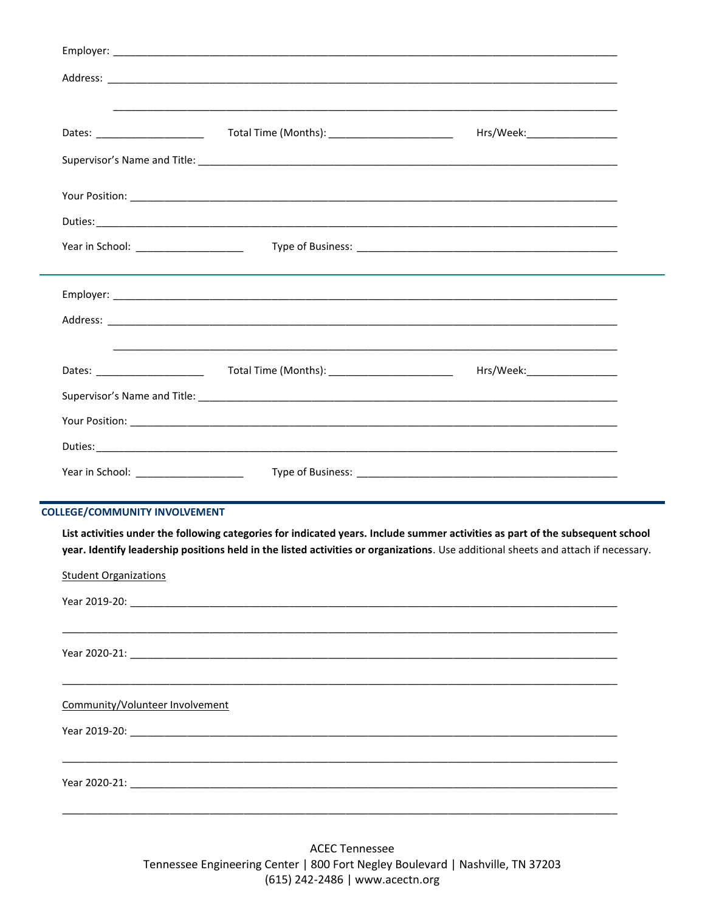Employer: ____________________________________________________________________________

Address: ____________________________________________________________________________

____________________________________________________________________________

Dates: __________________ Total Time (Months): ______________________ Hrs/Week: ________________

Supervisor's Name and Title: ____________________________________________________________________________

Your Position: ____________________________________________________________________________

Duties: ____________________________________________________________________________

Year in School: __________________ Type of Business: ____________________________________________

---

Employer: ____________________________________________________________________________

Address: ____________________________________________________________________________

____________________________________________________________________________

Dates: __________________ Total Time (Months): ______________________ Hrs/Week: ________________

Supervisor's Name and Title: ____________________________________________________________________________

Your Position: ____________________________________________________________________________

Duties: ____________________________________________________________________________

Year in School: __________________ Type of Business: ____________________________________________

## COLLEGE/COMMUNITY INVOLVEMENT

**List activities under the following categories for indicated years. Include summer activities as part of the subsequent school year. Identify leadership positions held in the listed activities or organizations**. Use additional sheets and attach if necessary.

Student Organizations

Year 2019-20: ____________________________________________________________________________

____________________________________________________________________________

Year 2020-21: ____________________________________________________________________________

____________________________________________________________________________

Community/Volunteer Involvement

Year 2019-20: ____________________________________________________________________________

____________________________________________________________________________

Year 2020-21: ____________________________________________________________________________

____________________________________________________________________________

ACEC Tennessee
Tennessee Engineering Center | 800 Fort Negley Boulevard | Nashville, TN 37203
(615) 242-2486 | www.acectn.org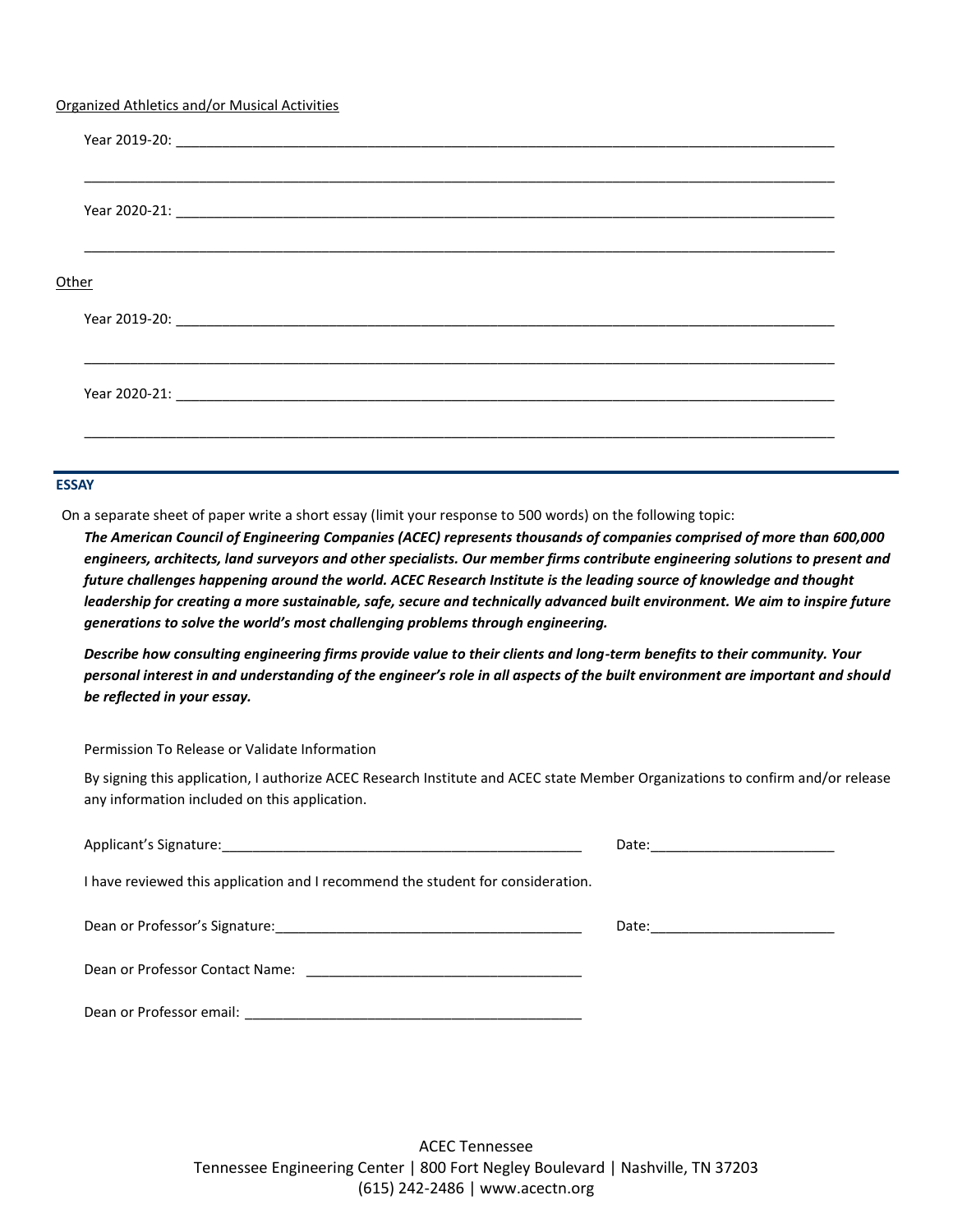Organized Athletics and/or Musical Activities

Year 2019-20: ______________________________________________________________________________

______________________________________________________________________________

Year 2020-21: ______________________________________________________________________________

______________________________________________________________________________

Other

Year 2019-20: ______________________________________________________________________________

______________________________________________________________________________

Year 2020-21: ______________________________________________________________________________

______________________________________________________________________________

## ESSAY

On a separate sheet of paper write a short essay (limit your response to 500 words) on the following topic:

***The American Council of Engineering Companies (ACEC) represents thousands of companies comprised of more than 600,000 engineers, architects, land surveyors and other specialists. Our member firms contribute engineering solutions to present and future challenges happening around the world. ACEC Research Institute is the leading source of knowledge and thought leadership for creating a more sustainable, safe, secure and technically advanced built environment. We aim to inspire future generations to solve the world's most challenging problems through engineering.***

***Describe how consulting engineering firms provide value to their clients and long-term benefits to their community. Your personal interest in and understanding of the engineer's role in all aspects of the built environment are important and should be reflected in your essay.***

Permission To Release or Validate Information

By signing this application, I authorize ACEC Research Institute and ACEC state Member Organizations to confirm and/or release any information included on this application.

Applicant's Signature:_________________________________________________ Date:________________________

I have reviewed this application and I recommend the student for consideration.

Dean or Professor's Signature:________________________________________ Date:________________________

Dean or Professor Contact Name: ___________________________________

Dean or Professor email: ____________________________________________

ACEC Tennessee
Tennessee Engineering Center | 800 Fort Negley Boulevard | Nashville, TN 37203
(615) 242-2486 | www.acectn.org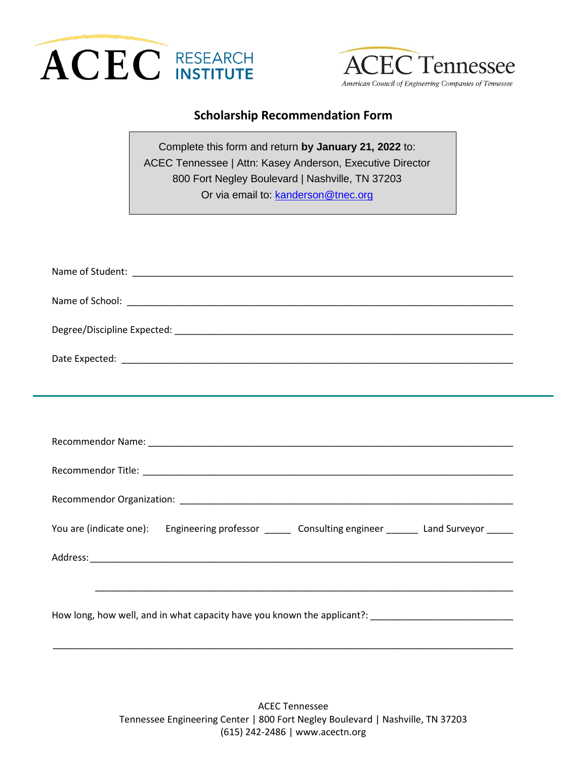ACEC RESEARCH INSTITUTE

ACEC Tennessee
*American Council of Engineering Companies of Tennessee*

## Scholarship Recommendation Form

Complete this form and return **by January 21, 2022** to:
ACEC Tennessee | Attn: Kasey Anderson, Executive Director
800 Fort Negley Boulevard | Nashville, TN 37203
Or via email to: kanderson@tnec.org

Name of Student: ______________________________________________________________________

Name of School: ______________________________________________________________________

Degree/Discipline Expected: _______________________________________________________________

Date Expected: _______________________________________________________________________

---

Recommendor Name: ____________________________________________________________________

Recommendor Title: _____________________________________________________________________

Recommendor Organization: _______________________________________________________________

You are (indicate one): Engineering professor _____ Consulting engineer ______ Land Surveyor _____

Address: _____________________________________________________________________________

_____________________________________________________________________________

How long, how well, and in what capacity have you known the applicant?: __________________________

_______________________________________________________________________________________

ACEC Tennessee
Tennessee Engineering Center | 800 Fort Negley Boulevard | Nashville, TN 37203
(615) 242-2486 | www.acectn.org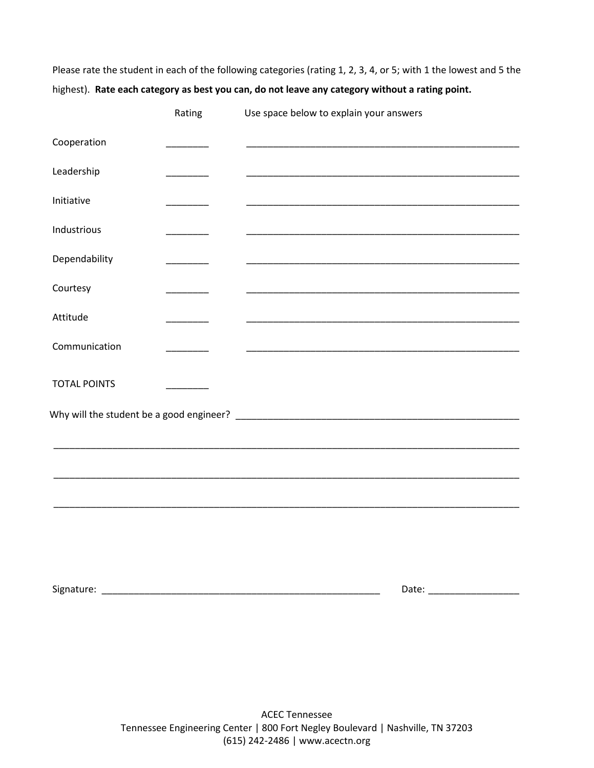Please rate the student in each of the following categories (rating 1, 2, 3, 4, or 5; with 1 the lowest and 5 the highest). **Rate each category as best you can, do not leave any category without a rating point.**

| | Rating | Use space below to explain your answers |
|---|---|---|
| Cooperation | ________ | ______________________________________________________ |
| Leadership | ________ | ______________________________________________________ |
| Initiative | ________ | ______________________________________________________ |
| Industrious | ________ | ______________________________________________________ |
| Dependability | ________ | ______________________________________________________ |
| Courtesy | ________ | ______________________________________________________ |
| Attitude | ________ | ______________________________________________________ |
| Communication | ________ | ______________________________________________________ |
| TOTAL POINTS | ________ | |

Why will the student be a good engineer? ________________________________________________________

__________________________________________________________________________________________

__________________________________________________________________________________________

__________________________________________________________________________________________

Signature: ______________________________________________________ Date: _________________

ACEC Tennessee
Tennessee Engineering Center | 800 Fort Negley Boulevard | Nashville, TN 37203
(615) 242-2486 | www.acectn.org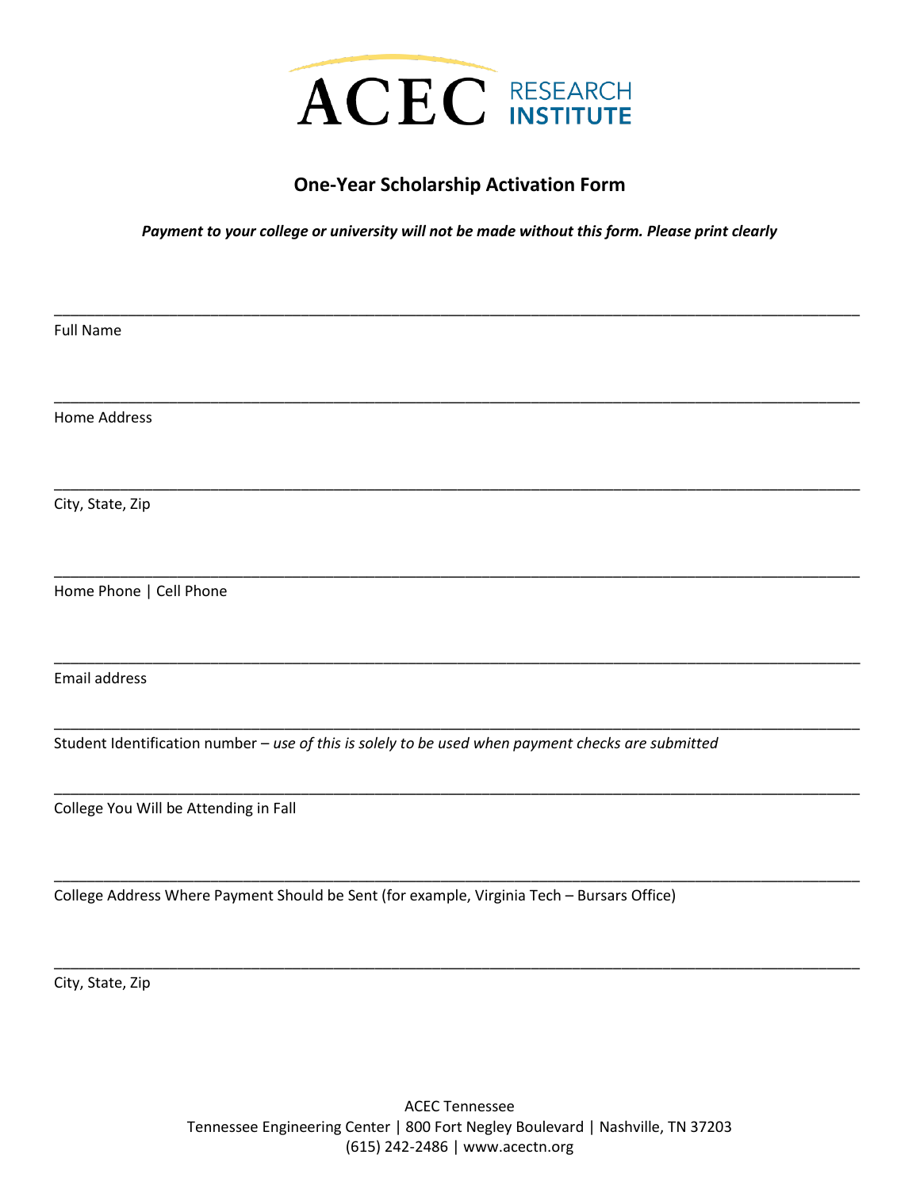ACEC RESEARCH INSTITUTE

## One-Year Scholarship Activation Form

***Payment to your college or university will not be made without this form. Please print clearly***

______________________________________________________________________________

Full Name

______________________________________________________________________________

Home Address

______________________________________________________________________________

City, State, Zip

______________________________________________________________________________

Home Phone | Cell Phone

______________________________________________________________________________

Email address

______________________________________________________________________________

Student Identification number – *use of this is solely to be used when payment checks are submitted*

______________________________________________________________________________

College You Will be Attending in Fall

______________________________________________________________________________

College Address Where Payment Should be Sent (for example, Virginia Tech – Bursars Office)

______________________________________________________________________________

City, State, Zip

ACEC Tennessee
Tennessee Engineering Center | 800 Fort Negley Boulevard | Nashville, TN 37203
(615) 242-2486 | www.acectn.org